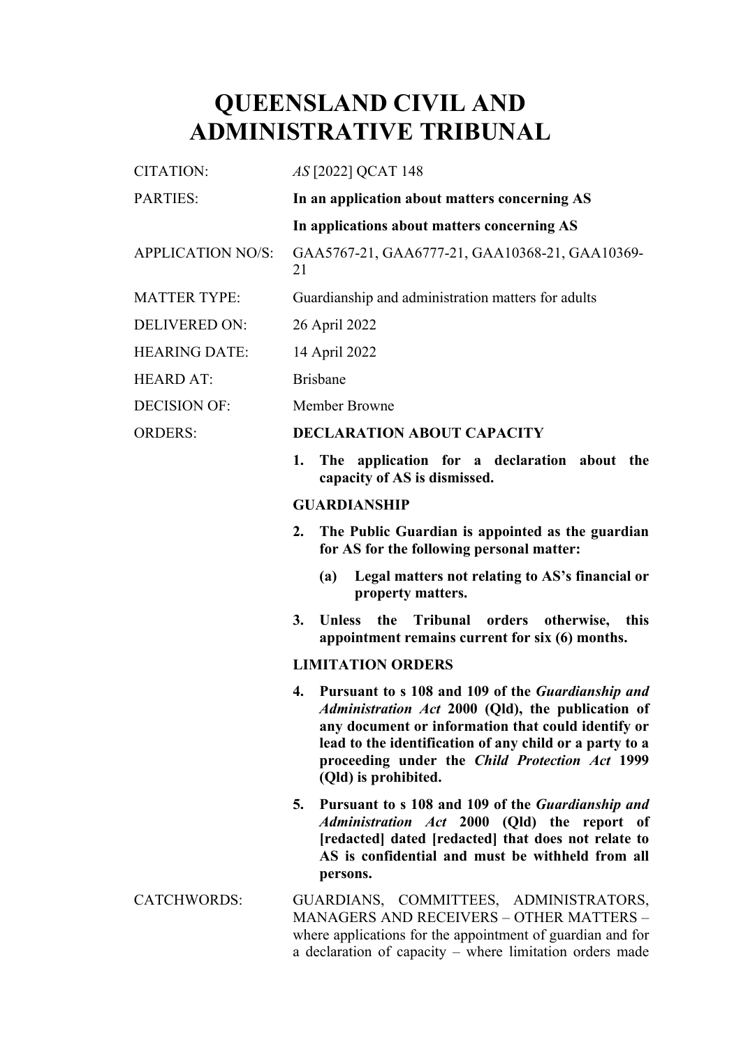# QUEENSLAND CIVIL AND ADMINISTRATIVE TRIBUNAL

| | |
|---|---|
| CITATION: | *AS* [2022] QCAT 148 |
| PARTIES: | **In an application about matters concerning AS** |
| | **In applications about matters concerning AS** |
| APPLICATION NO/S: | GAA5767-21, GAA6777-21, GAA10368-21, GAA10369-21 |
| MATTER TYPE: | Guardianship and administration matters for adults |
| DELIVERED ON: | 26 April 2022 |
| HEARING DATE: | 14 April 2022 |
| HEARD AT: | Brisbane |
| DECISION OF: | Member Browne |

ORDERS:

**DECLARATION ABOUT CAPACITY**

1. **The application for a declaration about the capacity of AS is dismissed.**

**GUARDIANSHIP**

2. **The Public Guardian is appointed as the guardian for AS for the following personal matter:**
   (a) **Legal matters not relating to AS's financial or property matters.**
3. **Unless the Tribunal orders otherwise, this appointment remains current for six (6) months.**

**LIMITATION ORDERS**

4. **Pursuant to s 108 and 109 of the *Guardianship and Administration Act* 2000 (Qld), the publication of any document or information that could identify or lead to the identification of any child or a party to a proceeding under the *Child Protection Act* 1999 (Qld) is prohibited.**
5. **Pursuant to s 108 and 109 of the *Guardianship and Administration Act* 2000 (Qld) the report of [redacted] dated [redacted] that does not relate to AS is confidential and must be withheld from all persons.**

CATCHWORDS: GUARDIANS, COMMITTEES, ADMINISTRATORS, MANAGERS AND RECEIVERS – OTHER MATTERS – where applications for the appointment of guardian and for a declaration of capacity – where limitation orders made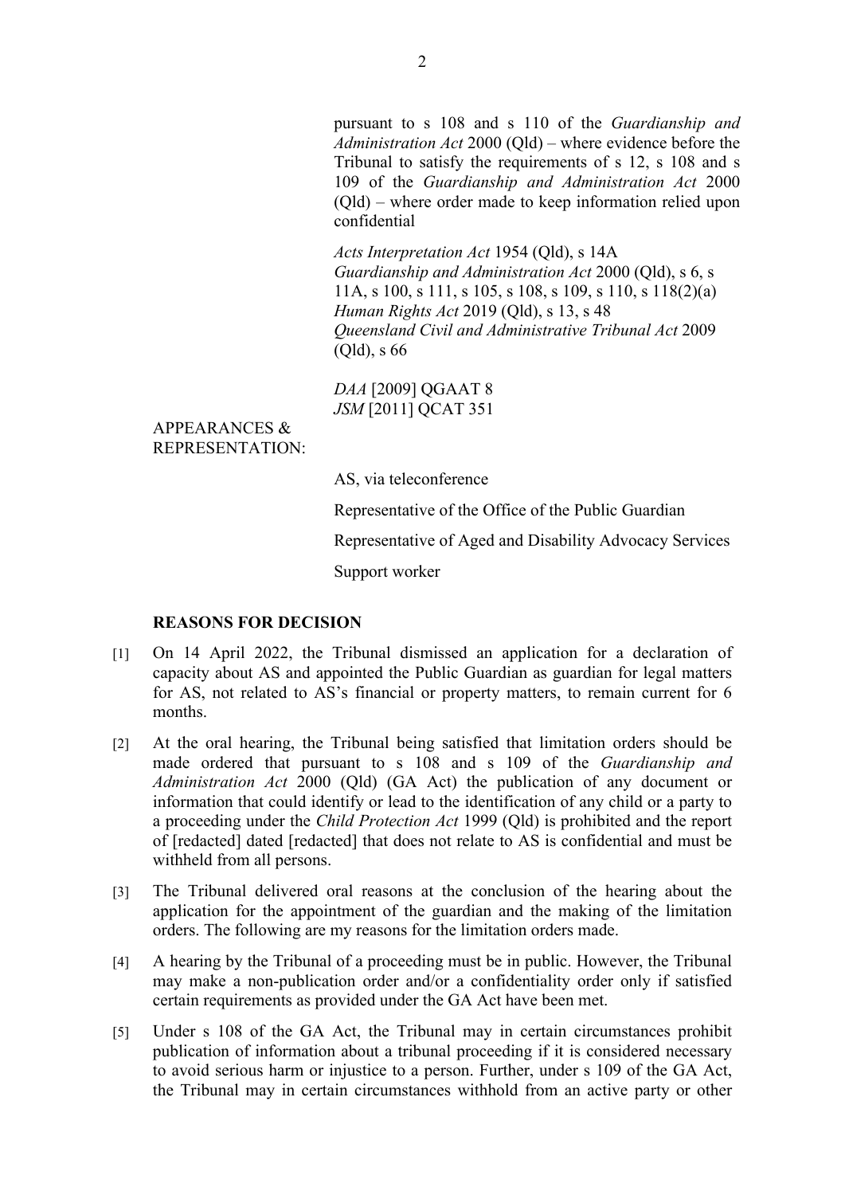pursuant to s 108 and s 110 of the *Guardianship and Administration Act* 2000 (Qld) – where evidence before the Tribunal to satisfy the requirements of s 12, s 108 and s 109 of the *Guardianship and Administration Act* 2000 (Qld) – where order made to keep information relied upon confidential

*Acts Interpretation Act* 1954 (Qld), s 14A
*Guardianship and Administration Act* 2000 (Qld), s 6, s 11A, s 100, s 111, s 105, s 108, s 109, s 110, s 118(2)(a)
*Human Rights Act* 2019 (Qld), s 13, s 48
*Queensland Civil and Administrative Tribunal Act* 2009 (Qld), s 66

*DAA* [2009] QGAAT 8
*JSM* [2011] QCAT 351

APPEARANCES & REPRESENTATION:

AS, via teleconference

Representative of the Office of the Public Guardian

Representative of Aged and Disability Advocacy Services

Support worker

**REASONS FOR DECISION**

[1] On 14 April 2022, the Tribunal dismissed an application for a declaration of capacity about AS and appointed the Public Guardian as guardian for legal matters for AS, not related to AS's financial or property matters, to remain current for 6 months.

[2] At the oral hearing, the Tribunal being satisfied that limitation orders should be made ordered that pursuant to s 108 and s 109 of the *Guardianship and Administration Act* 2000 (Qld) (GA Act) the publication of any document or information that could identify or lead to the identification of any child or a party to a proceeding under the *Child Protection Act* 1999 (Qld) is prohibited and the report of [redacted] dated [redacted] that does not relate to AS is confidential and must be withheld from all persons.

[3] The Tribunal delivered oral reasons at the conclusion of the hearing about the application for the appointment of the guardian and the making of the limitation orders. The following are my reasons for the limitation orders made.

[4] A hearing by the Tribunal of a proceeding must be in public. However, the Tribunal may make a non-publication order and/or a confidentiality order only if satisfied certain requirements as provided under the GA Act have been met.

[5] Under s 108 of the GA Act, the Tribunal may in certain circumstances prohibit publication of information about a tribunal proceeding if it is considered necessary to avoid serious harm or injustice to a person. Further, under s 109 of the GA Act, the Tribunal may in certain circumstances withhold from an active party or other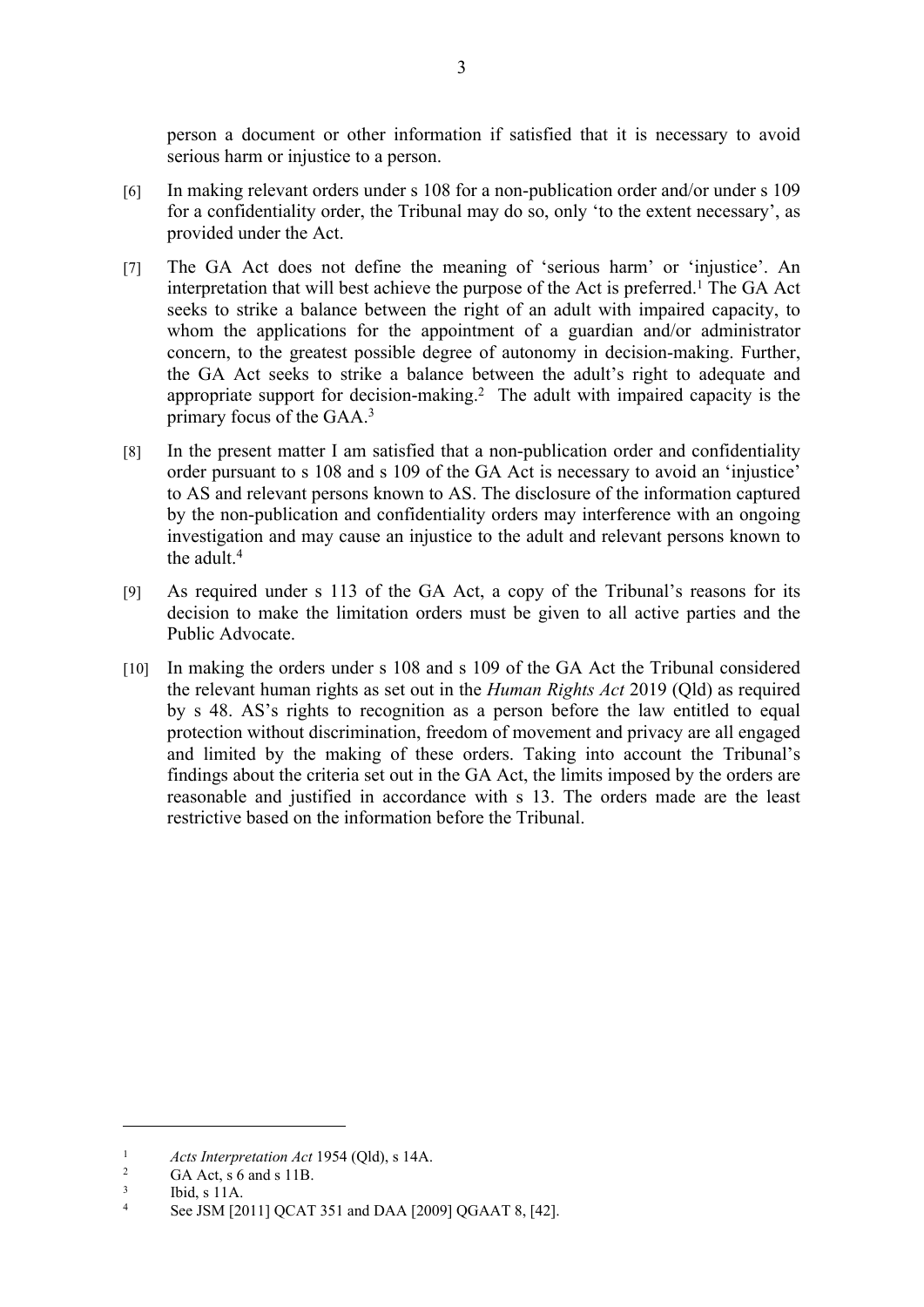person a document or other information if satisfied that it is necessary to avoid serious harm or injustice to a person.

[6] In making relevant orders under s 108 for a non-publication order and/or under s 109 for a confidentiality order, the Tribunal may do so, only 'to the extent necessary', as provided under the Act.

[7] The GA Act does not define the meaning of 'serious harm' or 'injustice'. An interpretation that will best achieve the purpose of the Act is preferred.[1] The GA Act seeks to strike a balance between the right of an adult with impaired capacity, to whom the applications for the appointment of a guardian and/or administrator concern, to the greatest possible degree of autonomy in decision-making. Further, the GA Act seeks to strike a balance between the adult's right to adequate and appropriate support for decision-making.[2] The adult with impaired capacity is the primary focus of the GAA.[3]

[8] In the present matter I am satisfied that a non-publication order and confidentiality order pursuant to s 108 and s 109 of the GA Act is necessary to avoid an 'injustice' to AS and relevant persons known to AS. The disclosure of the information captured by the non-publication and confidentiality orders may interference with an ongoing investigation and may cause an injustice to the adult and relevant persons known to the adult.[4]

[9] As required under s 113 of the GA Act, a copy of the Tribunal's reasons for its decision to make the limitation orders must be given to all active parties and the Public Advocate.

[10] In making the orders under s 108 and s 109 of the GA Act the Tribunal considered the relevant human rights as set out in the *Human Rights Act* 2019 (Qld) as required by s 48. AS's rights to recognition as a person before the law entitled to equal protection without discrimination, freedom of movement and privacy are all engaged and limited by the making of these orders. Taking into account the Tribunal's findings about the criteria set out in the GA Act, the limits imposed by the orders are reasonable and justified in accordance with s 13. The orders made are the least restrictive based on the information before the Tribunal.

---

[1] *Acts Interpretation Act* 1954 (Qld), s 14A.

[2] GA Act, s 6 and s 11B.

[3] Ibid, s 11A.

[4] See JSM [2011] QCAT 351 and DAA [2009] QGAAT 8, [42].